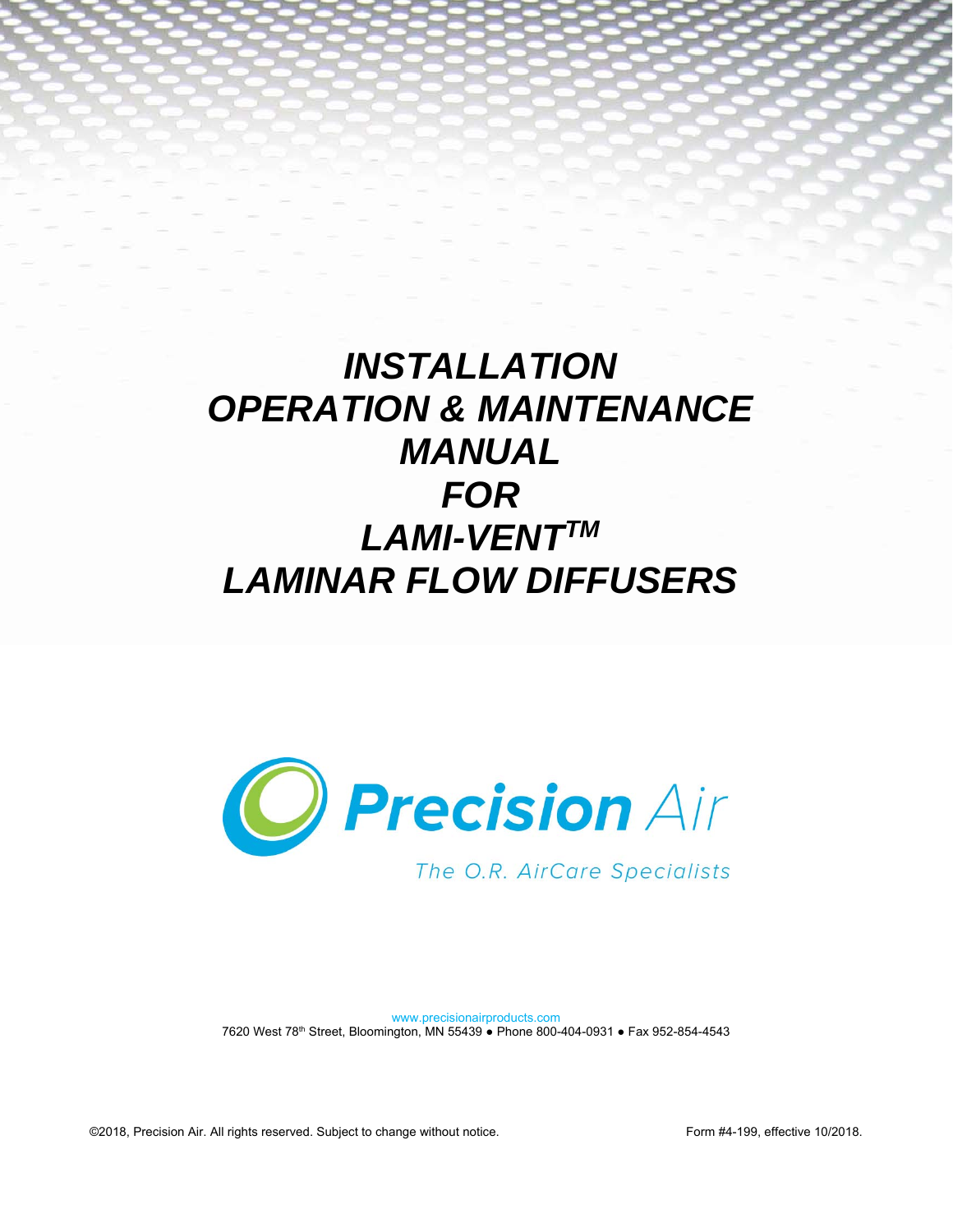# *INSTALLATION OPERATION & MAINTENANCE MANUAL FOR LAMI-VENT™ LAMINAR FLOW DIFFUSERS*

**Precision Air**

*The O.R. AirCare Specialists*

www.precisionairproducts.com

7620 West 78th Street, Bloomington, MN 55439 ● Phone 800-404-0931 ● Fax 952-854-4543

©2018, Precision Air. All rights reserved. Subject to change without notice.

Form #4-199, effective 10/2018.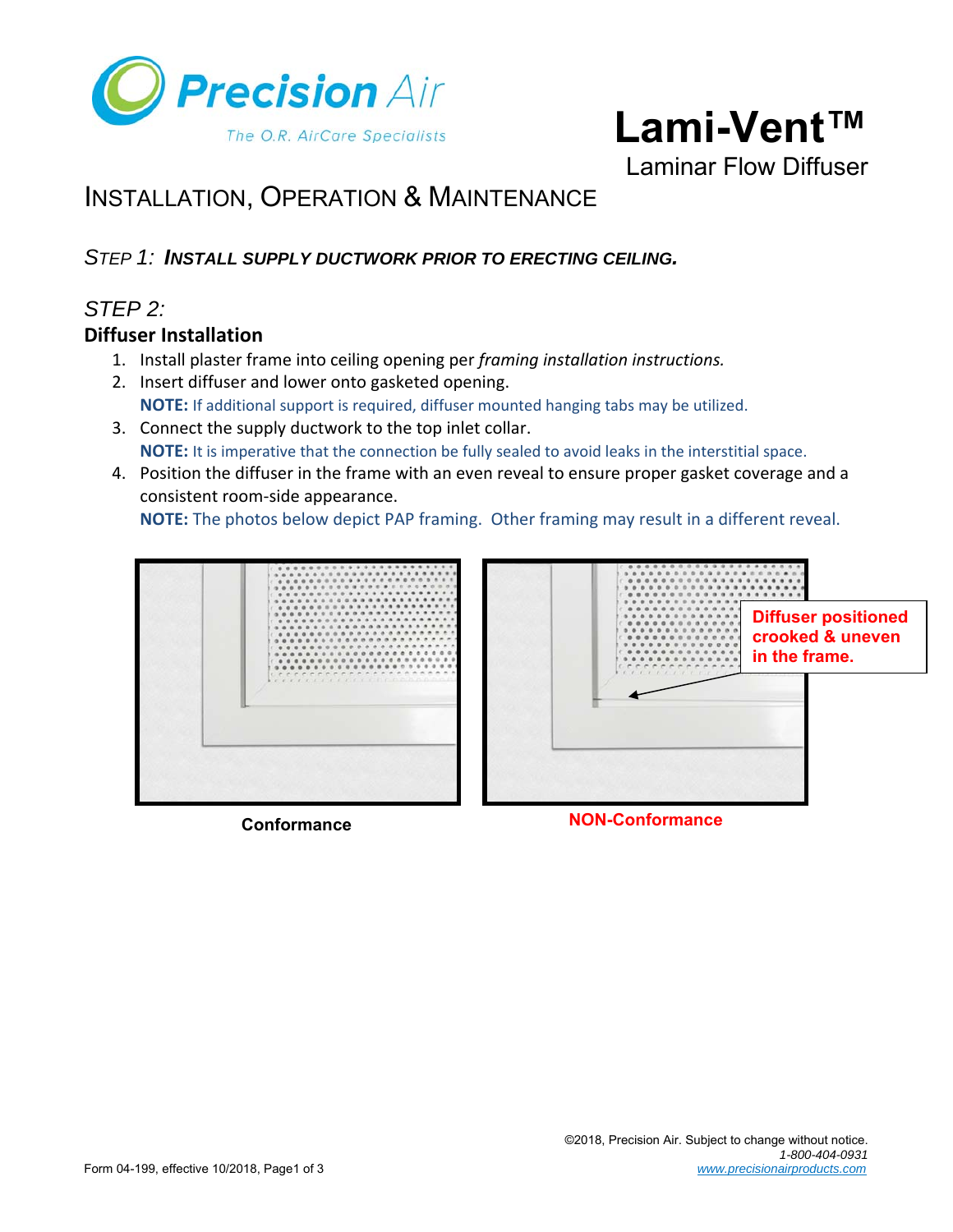# Lami-Vent™

Laminar Flow Diffuser

## INSTALLATION, OPERATION & MAINTENANCE

### *STEP 1: INSTALL SUPPLY DUCTWORK PRIOR TO ERECTING CEILING.*

### *STEP 2:*

**Diffuser Installation**

1. Install plaster frame into ceiling opening per *framing installation instructions.*
2. Insert diffuser and lower onto gasketed opening.
   **NOTE:** If additional support is required, diffuser mounted hanging tabs may be utilized.
3. Connect the supply ductwork to the top inlet collar.
   **NOTE:** It is imperative that the connection be fully sealed to avoid leaks in the interstitial space.
4. Position the diffuser in the frame with an even reveal to ensure proper gasket coverage and a consistent room-side appearance.
   **NOTE:** The photos below depict PAP framing. Other framing may result in a different reveal.

**Diffuser positioned crooked & uneven in the frame.**

**Conformance**

**NON-Conformance**

©2018, Precision Air. Subject to change without notice.
*1-800-404-0931*
*www.precisionairproducts.com*

Form 04-199, effective 10/2018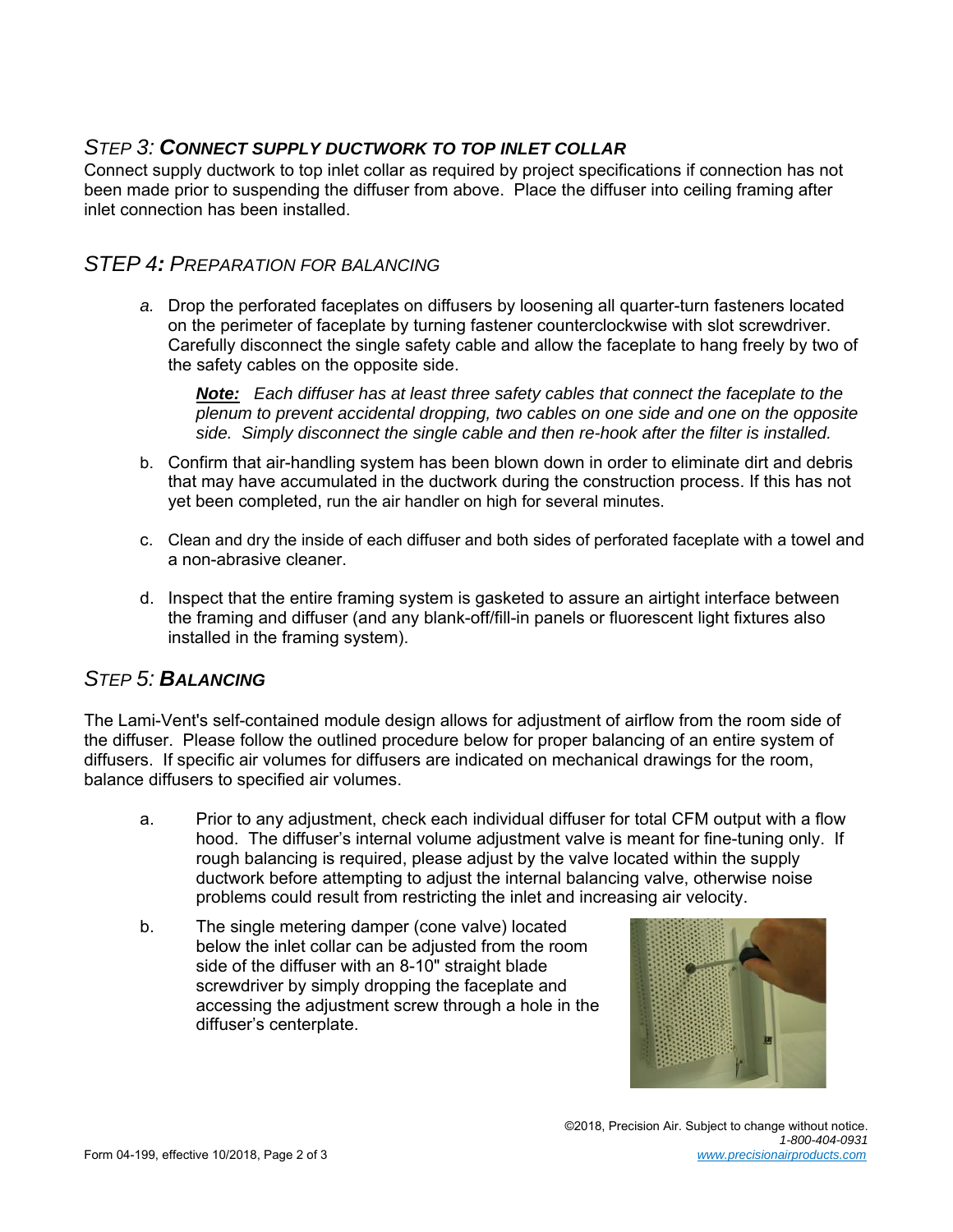## *STEP 3:* ***CONNECT SUPPLY DUCTWORK TO TOP INLET COLLAR***

Connect supply ductwork to top inlet collar as required by project specifications if connection has not been made prior to suspending the diffuser from above. Place the diffuser into ceiling framing after inlet connection has been installed.

## *STEP 4: PREPARATION FOR BALANCING*

*a.* Drop the perforated faceplates on diffusers by loosening all quarter-turn fasteners located on the perimeter of faceplate by turning fastener counterclockwise with slot screwdriver. Carefully disconnect the single safety cable and allow the faceplate to hang freely by two of the safety cables on the opposite side.

> ***Note:*** *Each diffuser has at least three safety cables that connect the faceplate to the plenum to prevent accidental dropping, two cables on one side and one on the opposite side. Simply disconnect the single cable and then re-hook after the filter is installed.*

b. Confirm that air-handling system has been blown down in order to eliminate dirt and debris that may have accumulated in the ductwork during the construction process. If this has not yet been completed, run the air handler on high for several minutes.

c. Clean and dry the inside of each diffuser and both sides of perforated faceplate with a towel and a non-abrasive cleaner.

d. Inspect that the entire framing system is gasketed to assure an airtight interface between the framing and diffuser (and any blank-off/fill-in panels or fluorescent light fixtures also installed in the framing system).

## *STEP 5:* ***BALANCING***

The Lami-Vent's self-contained module design allows for adjustment of airflow from the room side of the diffuser. Please follow the outlined procedure below for proper balancing of an entire system of diffusers. If specific air volumes for diffusers are indicated on mechanical drawings for the room, balance diffusers to specified air volumes.

a. Prior to any adjustment, check each individual diffuser for total CFM output with a flow hood. The diffuser's internal volume adjustment valve is meant for fine-tuning only. If rough balancing is required, please adjust by the valve located within the supply ductwork before attempting to adjust the internal balancing valve, otherwise noise problems could result from restricting the inlet and increasing air velocity.

b. The single metering damper (cone valve) located below the inlet collar can be adjusted from the room side of the diffuser with an 8-10" straight blade screwdriver by simply dropping the faceplate and accessing the adjustment screw through a hole in the diffuser's centerplate.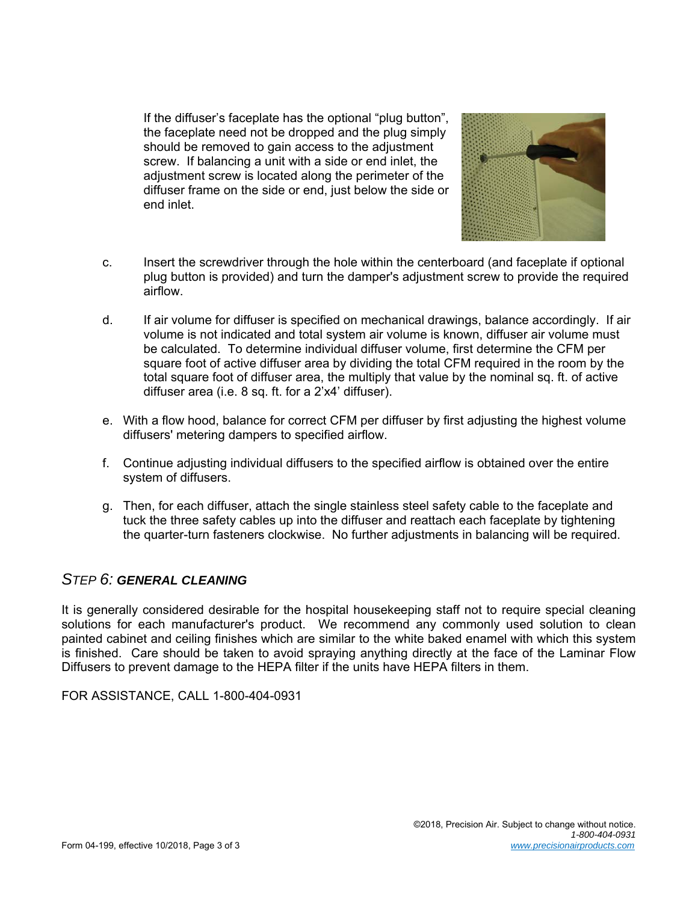If the diffuser's faceplate has the optional "plug button", the faceplate need not be dropped and the plug simply should be removed to gain access to the adjustment screw. If balancing a unit with a side or end inlet, the adjustment screw is located along the perimeter of the diffuser frame on the side or end, just below the side or end inlet.

c. Insert the screwdriver through the hole within the centerboard (and faceplate if optional plug button is provided) and turn the damper's adjustment screw to provide the required airflow.

d. If air volume for diffuser is specified on mechanical drawings, balance accordingly. If air volume is not indicated and total system air volume is known, diffuser air volume must be calculated. To determine individual diffuser volume, first determine the CFM per square foot of active diffuser area by dividing the total CFM required in the room by the total square foot of diffuser area, the multiply that value by the nominal sq. ft. of active diffuser area (i.e. 8 sq. ft. for a 2'x4' diffuser).

e. With a flow hood, balance for correct CFM per diffuser by first adjusting the highest volume diffusers' metering dampers to specified airflow.

f. Continue adjusting individual diffusers to the specified airflow is obtained over the entire system of diffusers.

g. Then, for each diffuser, attach the single stainless steel safety cable to the faceplate and tuck the three safety cables up into the diffuser and reattach each faceplate by tightening the quarter-turn fasteners clockwise. No further adjustments in balancing will be required.

## *STEP 6:* ***GENERAL CLEANING***

It is generally considered desirable for the hospital housekeeping staff not to require special cleaning solutions for each manufacturer's product. We recommend any commonly used solution to clean painted cabinet and ceiling finishes which are similar to the white baked enamel with which this system is finished. Care should be taken to avoid spraying anything directly at the face of the Laminar Flow Diffusers to prevent damage to the HEPA filter if the units have HEPA filters in them.

FOR ASSISTANCE, CALL 1-800-404-0931

©2018, Precision Air. Subject to change without notice.
*1-800-404-0931*
Form 04-199, effective 10/2018
*www.precisionairproducts.com*